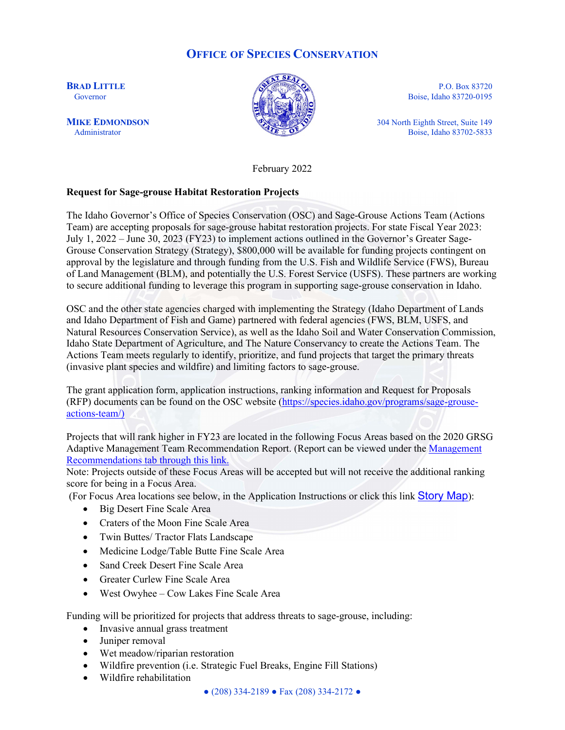# OFFICE OF SPECIES CONSERVATION

**BRAD LITTLE**
Governor

**MIKE EDMONDSON**
Administrator

P.O. Box 83720
Boise, Idaho 83720-0195

304 North Eighth Street, Suite 149
Boise, Idaho 83702-5833

February 2022

**Request for Sage-grouse Habitat Restoration Projects**

The Idaho Governor's Office of Species Conservation (OSC) and Sage-Grouse Actions Team (Actions Team) are accepting proposals for sage-grouse habitat restoration projects. For state Fiscal Year 2023: July 1, 2022 – June 30, 2023 (FY23) to implement actions outlined in the Governor's Greater Sage-Grouse Conservation Strategy (Strategy), $800,000 will be available for funding projects contingent on approval by the legislature and through funding from the U.S. Fish and Wildlife Service (FWS), Bureau of Land Management (BLM), and potentially the U.S. Forest Service (USFS). These partners are working to secure additional funding to leverage this program in supporting sage-grouse conservation in Idaho.

OSC and the other state agencies charged with implementing the Strategy (Idaho Department of Lands and Idaho Department of Fish and Game) partnered with federal agencies (FWS, BLM, USFS, and Natural Resources Conservation Service), as well as the Idaho Soil and Water Conservation Commission, Idaho State Department of Agriculture, and The Nature Conservancy to create the Actions Team. The Actions Team meets regularly to identify, prioritize, and fund projects that target the primary threats (invasive plant species and wildfire) and limiting factors to sage-grouse.

The grant application form, application instructions, ranking information and Request for Proposals (RFP) documents can be found on the OSC website (https://species.idaho.gov/programs/sage-grouse-actions-team/)

Projects that will rank higher in FY23 are located in the following Focus Areas based on the 2020 GRSG Adaptive Management Team Recommendation Report. (Report can be viewed under the Management Recommendations tab through this link.
Note: Projects outside of these Focus Areas will be accepted but will not receive the additional ranking score for being in a Focus Area.
(For Focus Area locations see below, in the Application Instructions or click this link Story Map):

- Big Desert Fine Scale Area
- Craters of the Moon Fine Scale Area
- Twin Buttes/ Tractor Flats Landscape
- Medicine Lodge/Table Butte Fine Scale Area
- Sand Creek Desert Fine Scale Area
- Greater Curlew Fine Scale Area
- West Owyhee – Cow Lakes Fine Scale Area

Funding will be prioritized for projects that address threats to sage-grouse, including:

- Invasive annual grass treatment
- Juniper removal
- Wet meadow/riparian restoration
- Wildfire prevention (i.e. Strategic Fuel Breaks, Engine Fill Stations)
- Wildfire rehabilitation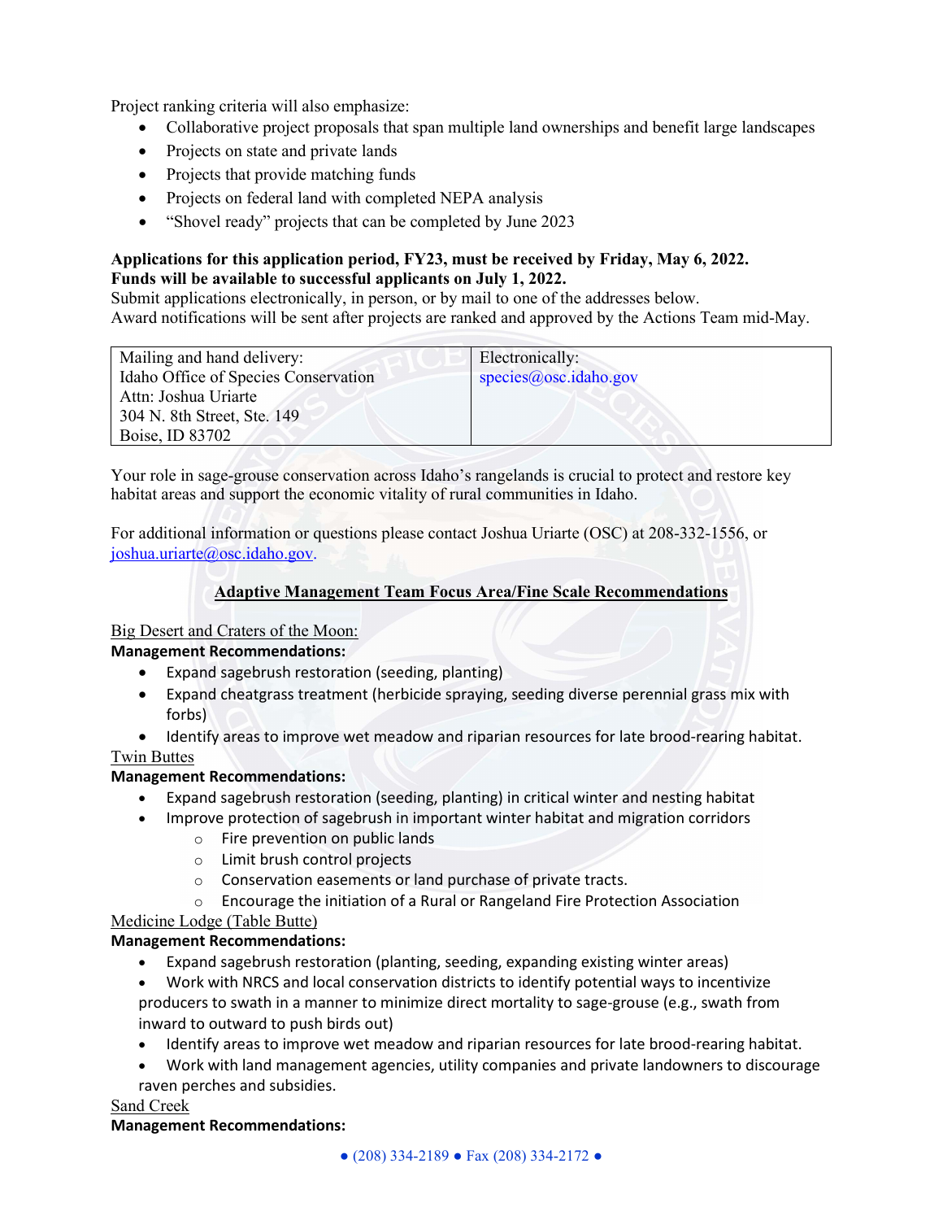Project ranking criteria will also emphasize:

- Collaborative project proposals that span multiple land ownerships and benefit large landscapes
- Projects on state and private lands
- Projects that provide matching funds
- Projects on federal land with completed NEPA analysis
- "Shovel ready" projects that can be completed by June 2023

**Applications for this application period, FY23, must be received by Friday, May 6, 2022.**
**Funds will be available to successful applicants on July 1, 2022.**
Submit applications electronically, in person, or by mail to one of the addresses below.
Award notifications will be sent after projects are ranked and approved by the Actions Team mid-May.

| Mailing and hand delivery:<br>Idaho Office of Species Conservation<br>Attn: Joshua Uriarte<br>304 N. 8th Street, Ste. 149<br>Boise, ID 83702 | Electronically:<br>species@osc.idaho.gov |
|---|---|

Your role in sage-grouse conservation across Idaho's rangelands is crucial to protect and restore key habitat areas and support the economic vitality of rural communities in Idaho.

For additional information or questions please contact Joshua Uriarte (OSC) at 208-332-1556, or joshua.uriarte@osc.idaho.gov.

## Adaptive Management Team Focus Area/Fine Scale Recommendations

Big Desert and Craters of the Moon:

**Management Recommendations:**

- Expand sagebrush restoration (seeding, planting)
- Expand cheatgrass treatment (herbicide spraying, seeding diverse perennial grass mix with forbs)
- Identify areas to improve wet meadow and riparian resources for late brood-rearing habitat.

Twin Buttes

**Management Recommendations:**

- Expand sagebrush restoration (seeding, planting) in critical winter and nesting habitat
- Improve protection of sagebrush in important winter habitat and migration corridors
  - Fire prevention on public lands
  - Limit brush control projects
  - Conservation easements or land purchase of private tracts.
  - Encourage the initiation of a Rural or Rangeland Fire Protection Association

Medicine Lodge (Table Butte)

**Management Recommendations:**

- Expand sagebrush restoration (planting, seeding, expanding existing winter areas)
- Work with NRCS and local conservation districts to identify potential ways to incentivize producers to swath in a manner to minimize direct mortality to sage-grouse (e.g., swath from inward to outward to push birds out)
- Identify areas to improve wet meadow and riparian resources for late brood-rearing habitat.
- Work with land management agencies, utility companies and private landowners to discourage raven perches and subsidies.

Sand Creek

**Management Recommendations:**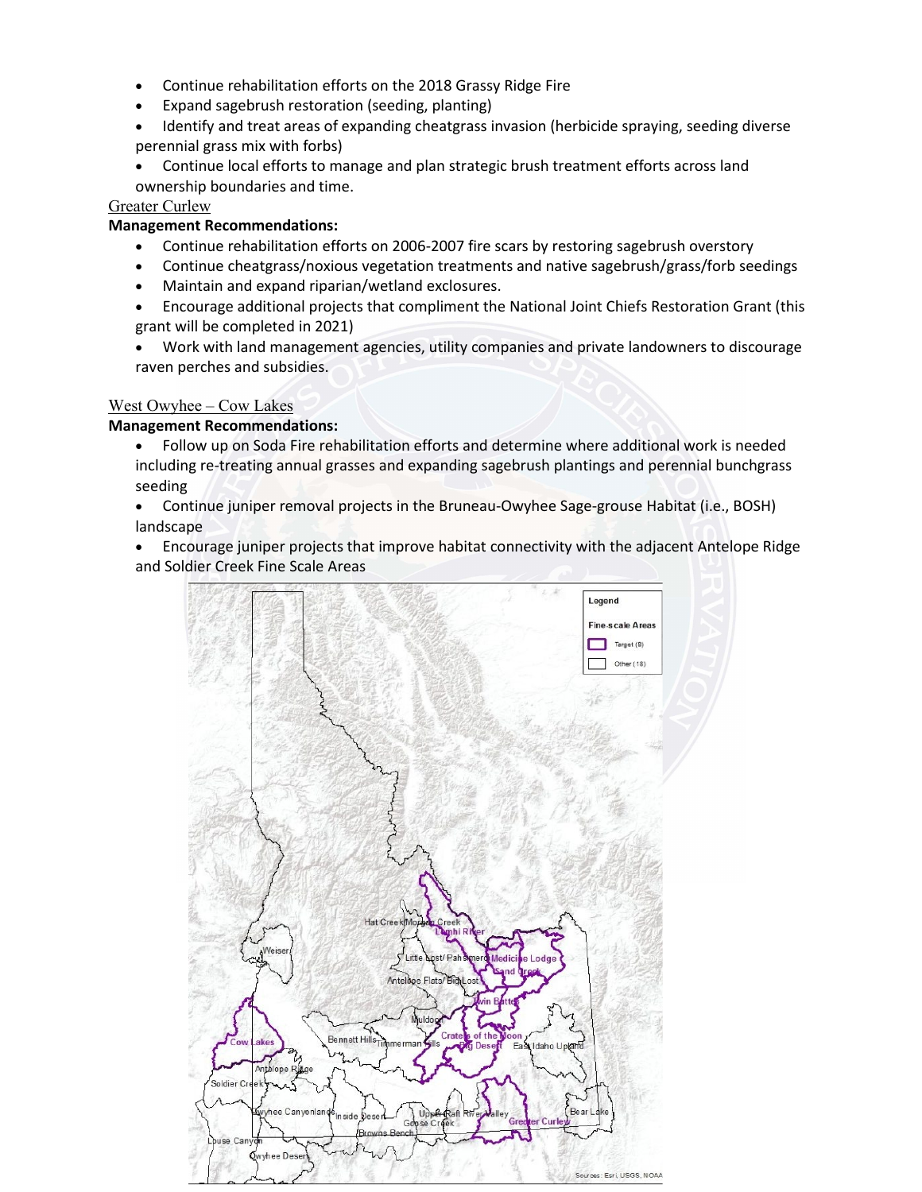- Continue rehabilitation efforts on the 2018 Grassy Ridge Fire
- Expand sagebrush restoration (seeding, planting)
- Identify and treat areas of expanding cheatgrass invasion (herbicide spraying, seeding diverse perennial grass mix with forbs)
- Continue local efforts to manage and plan strategic brush treatment efforts across land ownership boundaries and time.

Greater Curlew

**Management Recommendations:**

- Continue rehabilitation efforts on 2006-2007 fire scars by restoring sagebrush overstory
- Continue cheatgrass/noxious vegetation treatments and native sagebrush/grass/forb seedings
- Maintain and expand riparian/wetland exclosures.
- Encourage additional projects that compliment the National Joint Chiefs Restoration Grant (this grant will be completed in 2021)
- Work with land management agencies, utility companies and private landowners to discourage raven perches and subsidies.

West Owyhee – Cow Lakes

**Management Recommendations:**

- Follow up on Soda Fire rehabilitation efforts and determine where additional work is needed including re-treating annual grasses and expanding sagebrush plantings and perennial bunchgrass seeding
- Continue juniper removal projects in the Bruneau-Owyhee Sage-grouse Habitat (i.e., BOSH) landscape
- Encourage juniper projects that improve habitat connectivity with the adjacent Antelope Ridge and Soldier Creek Fine Scale Areas

Legend

Fine-scale Areas

Target (8)

Other (18)

Hat Creek/Morgan Creek
Lemhi River
Weiser
Little Lost/ Pahsimeroi
Medicine Lodge
Sand Creek
Antelope Flats/ Big Lost
Twin Buttes
Muldoon
Bennett Hills
Timmerman Hills
Craters of the Moon
Big Desert
East Idaho Upland
Cow Lakes
Antelope Ridge
Soldier Creek
Owyhee Canyonlands
Inside Desert
Upper Raft River Valley
Goose Creek
Browns Bench
Greater Curlew
Bear Lake
Louse Canyon
Owyhee Desert

Sources: Esri, USGS, NOAA